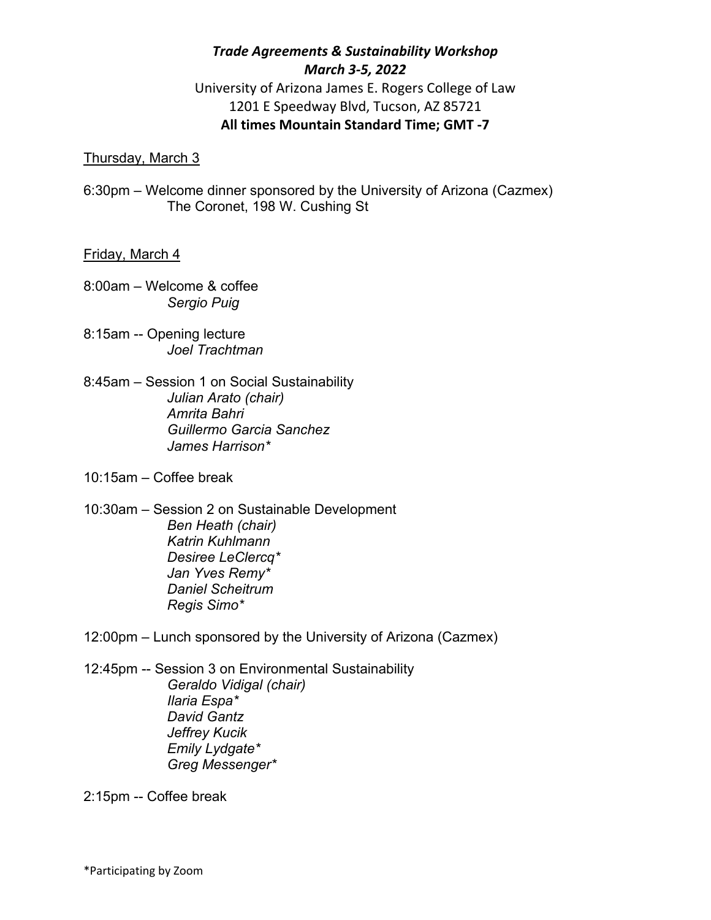***Trade Agreements & Sustainability Workshop***
***March 3-5, 2022***
University of Arizona James E. Rogers College of Law
1201 E Speedway Blvd, Tucson, AZ 85721
**All times Mountain Standard Time; GMT -7**

<u>Thursday, March 3</u>

6:30pm – Welcome dinner sponsored by the University of Arizona (Cazmex)
The Coronet, 198 W. Cushing St

<u>Friday, March 4</u>

8:00am – Welcome & coffee
*Sergio Puig*

8:15am -- Opening lecture
*Joel Trachtman*

8:45am – Session 1 on Social Sustainability
*Julian Arato (chair)*
*Amrita Bahri*
*Guillermo Garcia Sanchez*
*James Harrison**

10:15am – Coffee break

10:30am – Session 2 on Sustainable Development
*Ben Heath (chair)*
*Katrin Kuhlmann*
*Desiree LeClercq**
*Jan Yves Remy**
*Daniel Scheitrum*
*Regis Simo**

12:00pm – Lunch sponsored by the University of Arizona (Cazmex)

12:45pm -- Session 3 on Environmental Sustainability
*Geraldo Vidigal (chair)*
*Ilaria Espa**
*David Gantz*
*Jeffrey Kucik*
*Emily Lydgate**
*Greg Messenger**

2:15pm -- Coffee break

*Participating by Zoom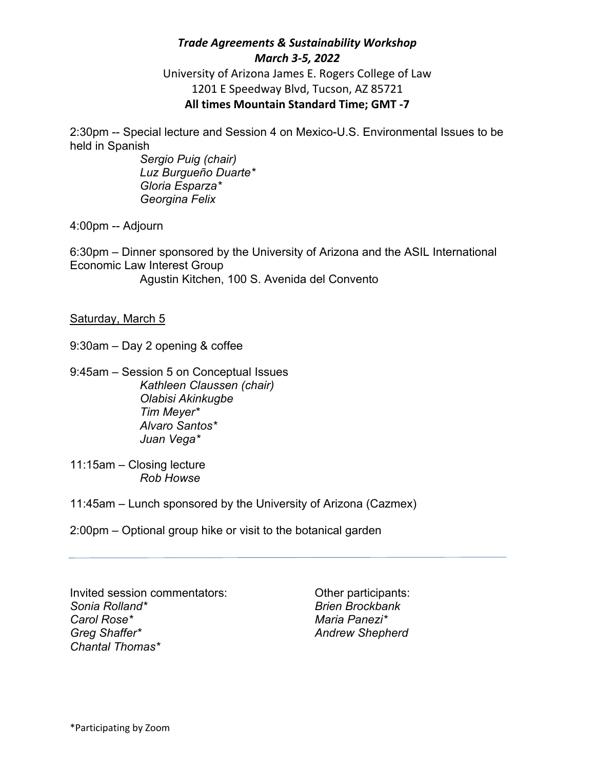***Trade Agreements & Sustainability Workshop***
***March 3-5, 2022***
University of Arizona James E. Rogers College of Law
1201 E Speedway Blvd, Tucson, AZ 85721
**All times Mountain Standard Time; GMT -7**

2:30pm -- Special lecture and Session 4 on Mexico-U.S. Environmental Issues to be held in Spanish

*Sergio Puig (chair)*
*Luz Burgueño Duarte**
*Gloria Esparza**
*Georgina Felix*

4:00pm -- Adjourn

6:30pm – Dinner sponsored by the University of Arizona and the ASIL International Economic Law Interest Group

Agustin Kitchen, 100 S. Avenida del Convento

<u>Saturday, March 5</u>

9:30am – Day 2 opening & coffee

9:45am – Session 5 on Conceptual Issues

*Kathleen Claussen (chair)*
*Olabisi Akinkugbe*
*Tim Meyer**
*Alvaro Santos**
*Juan Vega**

11:15am – Closing lecture

*Rob Howse*

11:45am – Lunch sponsored by the University of Arizona (Cazmex)

2:00pm – Optional group hike or visit to the botanical garden

---

Invited session commentators:
*Sonia Rolland**
*Carol Rose**
*Greg Shaffer**
*Chantal Thomas**

Other participants:
*Brien Brockbank*
*Maria Panezi**
*Andrew Shepherd*

*Participating by Zoom